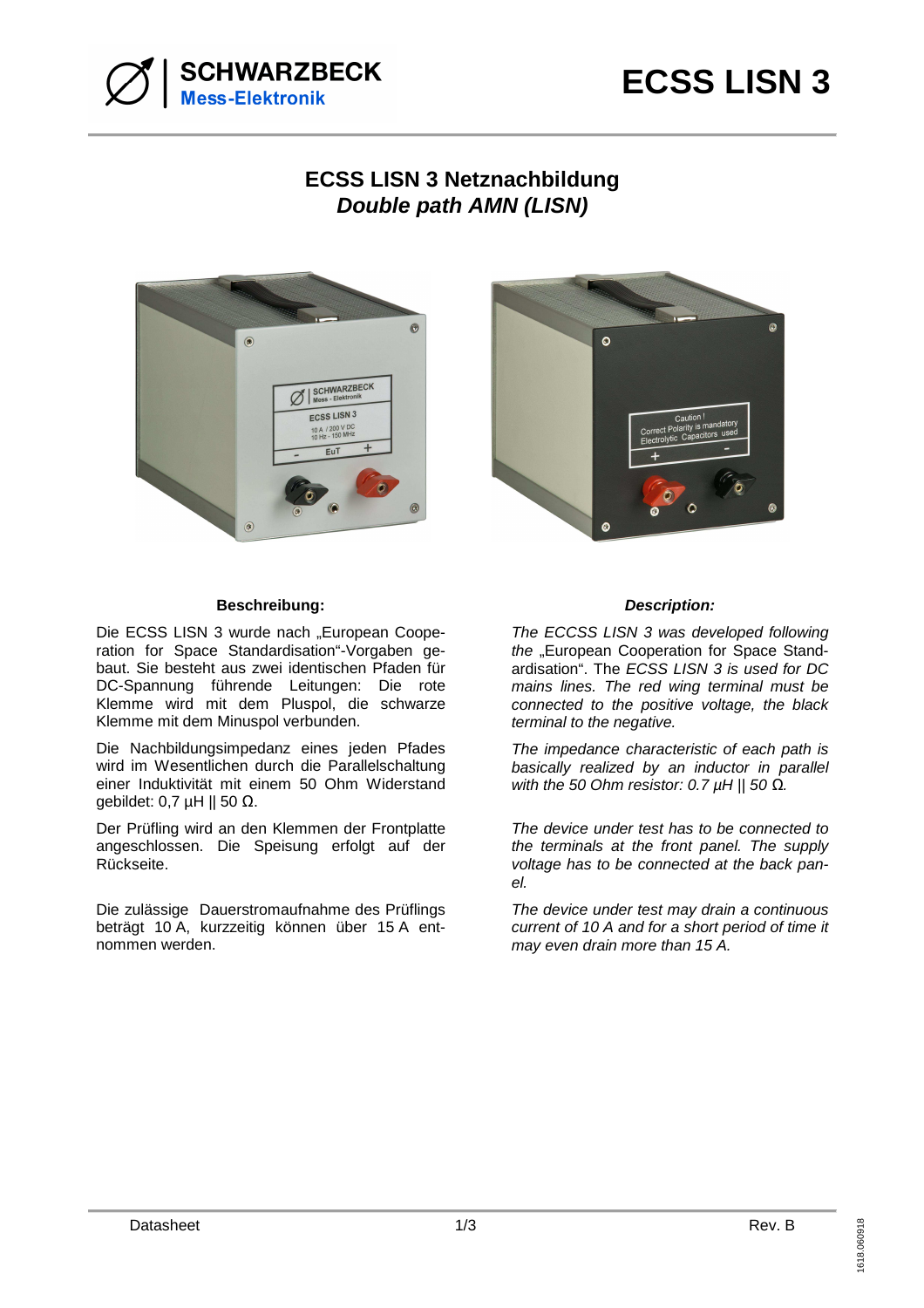# ECSS LISN 3

## ECSS LISN 3 Netznachbildung
## *Double path AMN (LISN)*

**Beschreibung:**

Die ECSS LISN 3 wurde nach „European Cooperation for Space Standardisation"-Vorgaben gebaut. Sie besteht aus zwei identischen Pfaden für DC-Spannung führende Leitungen: Die rote Klemme wird mit dem Pluspol, die schwarze Klemme mit dem Minuspol verbunden.

Die Nachbildungsimpedanz eines jeden Pfades wird im Wesentlichen durch die Parallelschaltung einer Induktivität mit einem 50 Ohm Widerstand gebildet: 0,7 µH || 50 Ω.

Der Prüfling wird an den Klemmen der Frontplatte angeschlossen. Die Speisung erfolgt auf der Rückseite.

Die zulässige Dauerstromaufnahme des Prüflings beträgt 10 A, kurzzeitig können über 15 A entnommen werden.

***Description:***

*The ECCSS LISN 3 was developed following the* „European Cooperation for Space Standardisation". The *ECSS LISN 3 is used for DC mains lines. The red wing terminal must be connected to the positive voltage, the black terminal to the negative.*

*The impedance characteristic of each path is basically realized by an inductor in parallel with the 50 Ohm resistor: 0.7 µH || 50 Ω.*

*The device under test has to be connected to the terminals at the front panel. The supply voltage has to be connected at the back panel.*

*The device under test may drain a continuous current of 10 A and for a short period of time it may even drain more than 15 A.*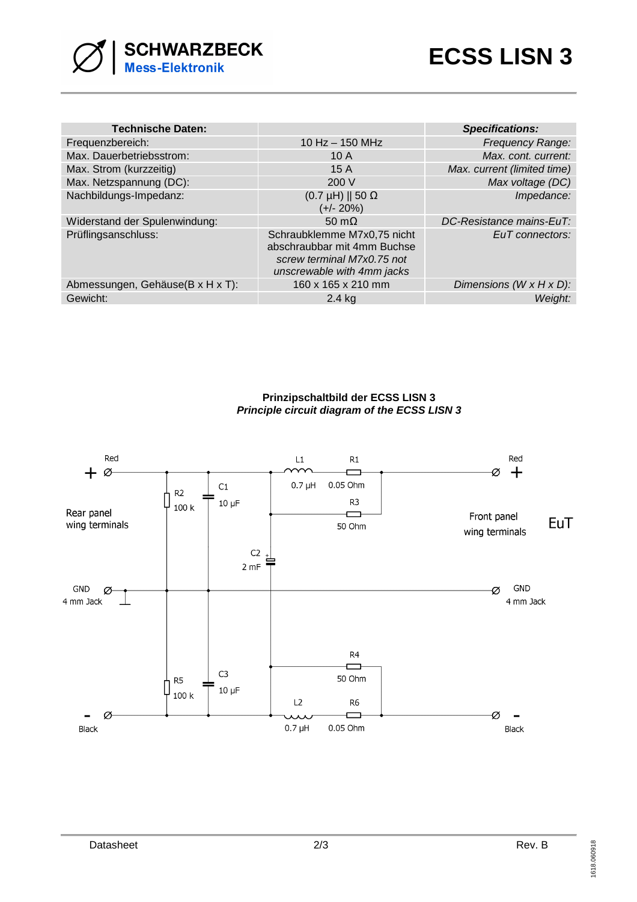| Technische Daten: | | *Specifications:* |
|---|---|---|
| Frequenzbereich: | 10 Hz – 150 MHz | *Frequency Range:* |
| Max. Dauerbetriebsstrom: | 10 A | *Max. cont. current:* |
| Max. Strom (kurzzeitig) | 15 A | *Max. current (limited time)* |
| Max. Netzspannung (DC): | 200 V | *Max voltage (DC)* |
| Nachbildungs-Impedanz: | (0.7 µH) \|\| 50 Ω (+/- 20%) | *Impedance:* |
| Widerstand der Spulenwindung: | 50 mΩ | *DC-Resistance mains-EuT:* |
| Prüflingsanschluss: | Schraubklemme M7x0,75 nicht abschraubbar mit 4mm Buchse *screw terminal M7x0.75 not unscrewable with 4mm jacks* | *EuT connectors:* |
| Abmessungen, Gehäuse(B x H x T): | 160 x 165 x 210 mm | *Dimensions (W x H x D):* |
| Gewicht: | 2.4 kg | *Weight:* |

**Prinzipschaltbild der ECSS LISN 3**
***Principle circuit diagram of the ECSS LISN 3***

Red + ; Rear panel wing terminals ; GND 4 mm Jack ; - Black

R2 100 k ; C1 10 µF ; L1 0.7 µH ; R1 0.05 Ohm ; R3 50 Ohm ; C2 2 mF ; R5 100 k ; C3 10 µF ; R4 50 Ohm ; L2 0.7 µH ; R6 0.05 Ohm

Red + ; Front panel wing terminals ; EuT ; GND 4 mm Jack ; - Black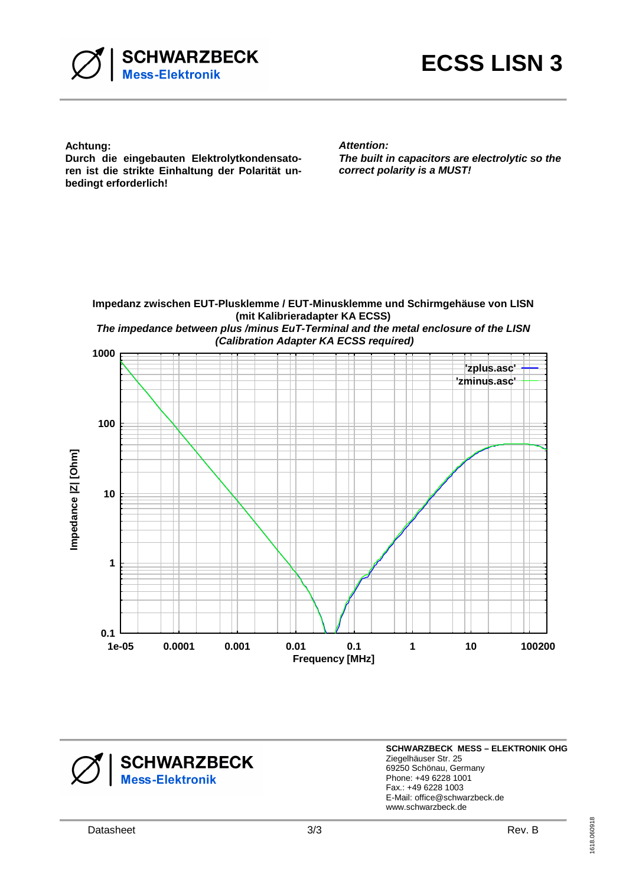# ECSS LISN 3

**Achtung:**
**Durch die eingebauten Elektrolytkondensatoren ist die strikte Einhaltung der Polarität unbedingt erforderlich!**

***Attention:***
***The built in capacitors are electrolytic so the correct polarity is a MUST!***

**Impedanz zwischen EUT-Plusklemme / EUT-Minusklemme und Schirmgehäuse von LISN (mit Kalibrieradapter KA ECSS)**
***The impedance between plus /minus EuT-Terminal and the metal enclosure of the LISN (Calibration Adapter KA ECSS required)***

'zplus.asc'
'zminus.asc'
1000
100
10
1
0.1
Impedance |Z| [Ohm]
1e-05
0.0001
0.001
0.01
0.1
1
10
100200
Frequency [MHz]

**SCHWARZBECK MESS – ELEKTRONIK OHG**
Ziegelhäuser Str. 25
69250 Schönau, Germany
Phone: +49 6228 1001
Fax.: +49 6228 1003
E-Mail: office@schwarzbeck.de
www.schwarzbeck.de

Datasheet Rev. B